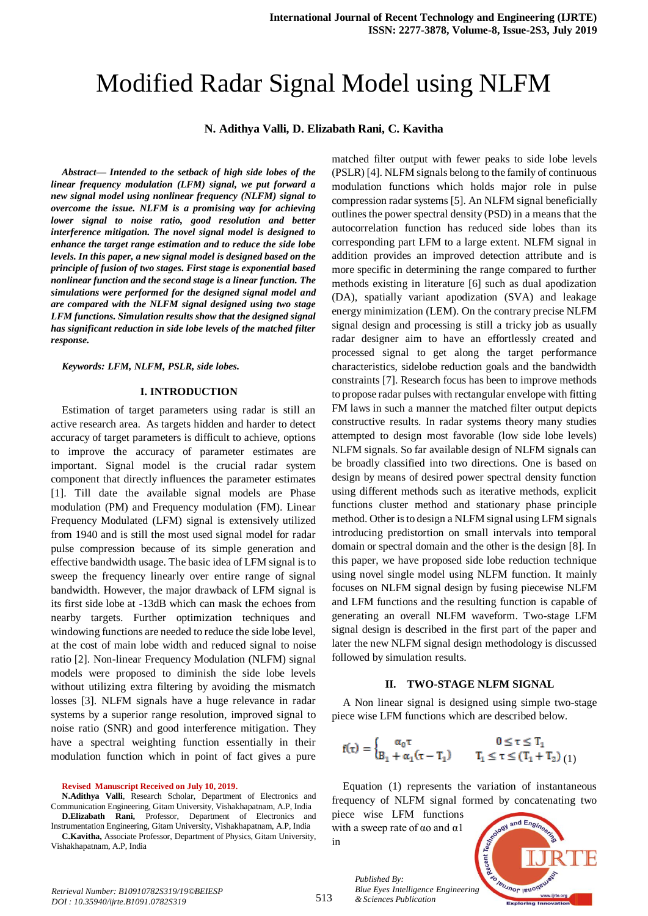# Modified Radar Signal Model using NLFM

**N. Adithya Valli, D. Elizabath Rani, C. Kavitha**

***Abstract— Intended to the setback of high side lobes of the linear frequency modulation (LFM) signal, we put forward a new signal model using nonlinear frequency (NLFM) signal to overcome the issue. NLFM is a promising way for achieving lower signal to noise ratio, good resolution and better interference mitigation. The novel signal model is designed to enhance the target range estimation and to reduce the side lobe levels. In this paper, a new signal model is designed based on the principle of fusion of two stages. First stage is exponential based nonlinear function and the second stage is a linear function. The simulations were performed for the designed signal model and are compared with the NLFM signal designed using two stage LFM functions. Simulation results show that the designed signal has significant reduction in side lobe levels of the matched filter response.***

***Keywords: LFM, NLFM, PSLR, side lobes.***

## I. INTRODUCTION

Estimation of target parameters using radar is still an active research area. As targets hidden and harder to detect accuracy of target parameters is difficult to achieve, options to improve the accuracy of parameter estimates are important. Signal model is the crucial radar system component that directly influences the parameter estimates [1]. Till date the available signal models are Phase modulation (PM) and Frequency modulation (FM). Linear Frequency Modulated (LFM) signal is extensively utilized from 1940 and is still the most used signal model for radar pulse compression because of its simple generation and effective bandwidth usage. The basic idea of LFM signal is to sweep the frequency linearly over entire range of signal bandwidth. However, the major drawback of LFM signal is its first side lobe at -13dB which can mask the echoes from nearby targets. Further optimization techniques and windowing functions are needed to reduce the side lobe level, at the cost of main lobe width and reduced signal to noise ratio [2]. Non-linear Frequency Modulation (NLFM) signal models were proposed to diminish the side lobe levels without utilizing extra filtering by avoiding the mismatch losses [3]. NLFM signals have a huge relevance in radar systems by a superior range resolution, improved signal to noise ratio (SNR) and good interference mitigation. They have a spectral weighting function essentially in their modulation function which in point of fact gives a pure matched filter output with fewer peaks to side lobe levels (PSLR) [4]. NLFM signals belong to the family of continuous modulation functions which holds major role in pulse compression radar systems [5]. An NLFM signal beneficially outlines the power spectral density (PSD) in a means that the autocorrelation function has reduced side lobes than its corresponding part LFM to a large extent. NLFM signal in addition provides an improved detection attribute and is more specific in determining the range compared to further methods existing in literature [6] such as dual apodization (DA), spatially variant apodization (SVA) and leakage energy minimization (LEM). On the contrary precise NLFM signal design and processing is still a tricky job as usually radar designer aim to have an effortlessly created and processed signal to get along the target performance characteristics, sidelobe reduction goals and the bandwidth constraints [7]. Research focus has been to improve methods to propose radar pulses with rectangular envelope with fitting FM laws in such a manner the matched filter output depicts constructive results. In radar systems theory many studies attempted to design most favorable (low side lobe levels) NLFM signals. So far available design of NLFM signals can be broadly classified into two directions. One is based on design by means of desired power spectral density function using different methods such as iterative methods, explicit functions cluster method and stationary phase principle method. Other is to design a NLFM signal using LFM signals introducing predistortion on small intervals into temporal domain or spectral domain and the other is the design [8]. In this paper, we have proposed side lobe reduction technique using novel single model using NLFM function. It mainly focuses on NLFM signal design by fusing piecewise NLFM and LFM functions and the resulting function is capable of generating an overall NLFM waveform. Two-stage LFM signal design is described in the first part of the paper and later the new NLFM signal design methodology is discussed followed by simulation results.

## II. TWO-STAGE NLFM SIGNAL

A Non linear signal is designed using simple two-stage piece wise LFM functions which are described below.

$$f(\tau) = \begin{cases} \alpha_0 \tau & 0 \le \tau \le T_1 \\ B_1 + \alpha_1(\tau - T_1) & T_1 \le \tau \le (T_1 + T_2) \end{cases} \quad (1)$$

Equation (1) represents the variation of instantaneous frequency of NLFM signal formed by concatenating two piece wise LFM functions with a sweep rate of $\alpha_0$ and $\alpha_1$ in

Revised Manuscript Received on July 10, 2019.

**N.Adithya Valli**, Research Scholar, Department of Electronics and Communication Engineering, Gitam University, Vishakhapatnam, A.P, India

**D.Elizabath Rani,** Professor, Department of Electronics and Instrumentation Engineering, Gitam University, Vishakhapatnam, A.P, India

**C.Kavitha,** Associate Professor, Department of Physics, Gitam University, Vishakhapatnam, A.P, India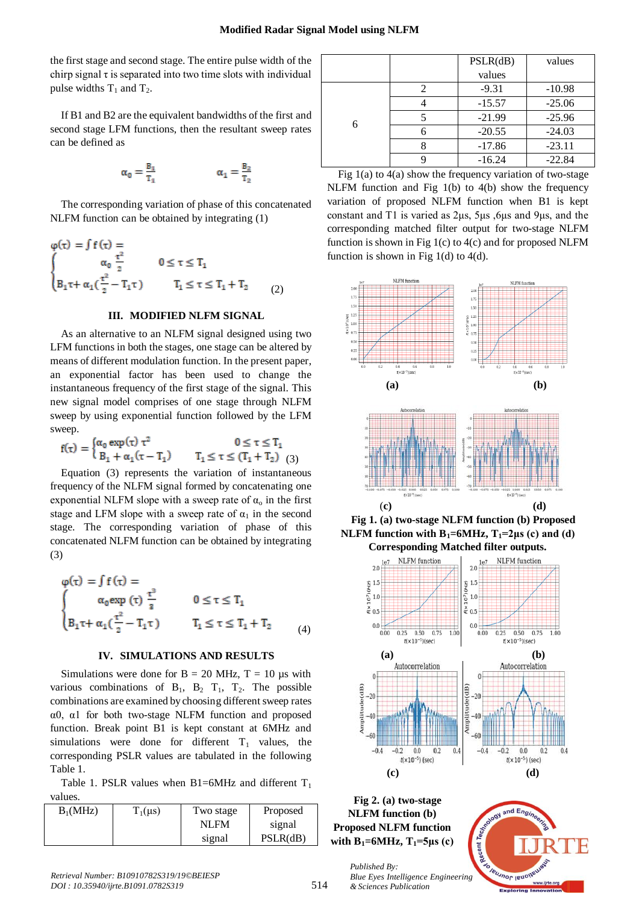the first stage and second stage. The entire pulse width of the chirp signal τ is separated into two time slots with individual pulse widths $T_1$ and $T_2$.

If B1 and B2 are the equivalent bandwidths of the first and second stage LFM functions, then the resultant sweep rates can be defined as

$$\alpha_0 = \frac{B_1}{T_1} \qquad \alpha_1 = \frac{B_2}{T_2}$$

The corresponding variation of phase of this concatenated NLFM function can be obtained by integrating (1)

$$\varphi(\tau) = \int f(\tau) = \begin{cases} \alpha_0 \frac{\tau^2}{2} & 0 \le \tau \le T_1 \\ B_1\tau + \alpha_1\left(\frac{\tau^2}{2} - T_1\tau\right) & T_1 \le \tau \le T_1 + T_2 \end{cases} \quad (2)$$

## III. MODIFIED NLFM SIGNAL

As an alternative to an NLFM signal designed using two LFM functions in both the stages, one stage can be altered by means of different modulation function. In the present paper, an exponential factor has been used to change the instantaneous frequency of the first stage of the signal. This new signal model comprises of one stage through NLFM sweep by using exponential function followed by the LFM sweep.

$$f(\tau) = \begin{cases} \alpha_0 \exp(\tau)\, \tau^2 & 0 \le \tau \le T_1 \\ B_1 + \alpha_1(\tau - T_1) & T_1 \le \tau \le (T_1 + T_2) \end{cases} \quad (3)$$

Equation (3) represents the variation of instantaneous frequency of the NLFM signal formed by concatenating one exponential NLFM slope with a sweep rate of $\alpha_o$ in the first stage and LFM slope with a sweep rate of $\alpha_1$ in the second stage. The corresponding variation of phase of this concatenated NLFM function can be obtained by integrating (3)

$$\varphi(\tau) = \int f(\tau) = \begin{cases} \alpha_0 \exp(\tau) \frac{\tau^3}{3} & 0 \le \tau \le T_1 \\ B_1\tau + \alpha_1\left(\frac{\tau^2}{2} - T_1\tau\right) & T_1 \le \tau \le T_1 + T_2 \end{cases} \quad (4)$$

## IV. SIMULATIONS AND RESULTS

Simulations were done for B = 20 MHz, T = 10 μs with various combinations of $B_1$, $B_2$ $T_1$, $T_2$. The possible combinations are examined by choosing different sweep rates α0, α1 for both two-stage NLFM function and proposed function. Break point B1 is kept constant at 6MHz and simulations were done for different $T_1$ values, the corresponding PSLR values are tabulated in the following Table 1.

Table 1. PSLR values when B1=6MHz and different $T_1$ values.

| $B_1$(MHz) | $T_1$(μs) | Two stage NLFM signal PSLR(dB) values | Proposed signal PSLR(dB) values |
|---|---|---|---|
| 6 | 2 | -9.31 | -10.98 |
| | 4 | -15.57 | -25.06 |
| | 5 | -21.99 | -25.96 |
| | 6 | -20.55 | -24.03 |
| | 8 | -17.86 | -23.11 |
| | 9 | -16.24 | -22.84 |

Fig 1(a) to 4(a) show the frequency variation of two-stage NLFM function and Fig 1(b) to 4(b) show the frequency variation of proposed NLFM function when B1 is kept constant and T1 is varied as 2μs, 5μs ,6μs and 9μs, and the corresponding matched filter output for two-stage NLFM function is shown in Fig 1(c) to 4(c) and for proposed NLFM function is shown in Fig 1(d) to 4(d).

**Fig 1. (a) two-stage NLFM function (b) Proposed NLFM function with $B_1$=6MHz, $T_1$=2μs (c) and (d) Corresponding Matched filter outputs.**

**Fig 2. (a) two-stage NLFM function (b) Proposed NLFM function with $B_1$=6MHz, $T_1$=5μs (c)**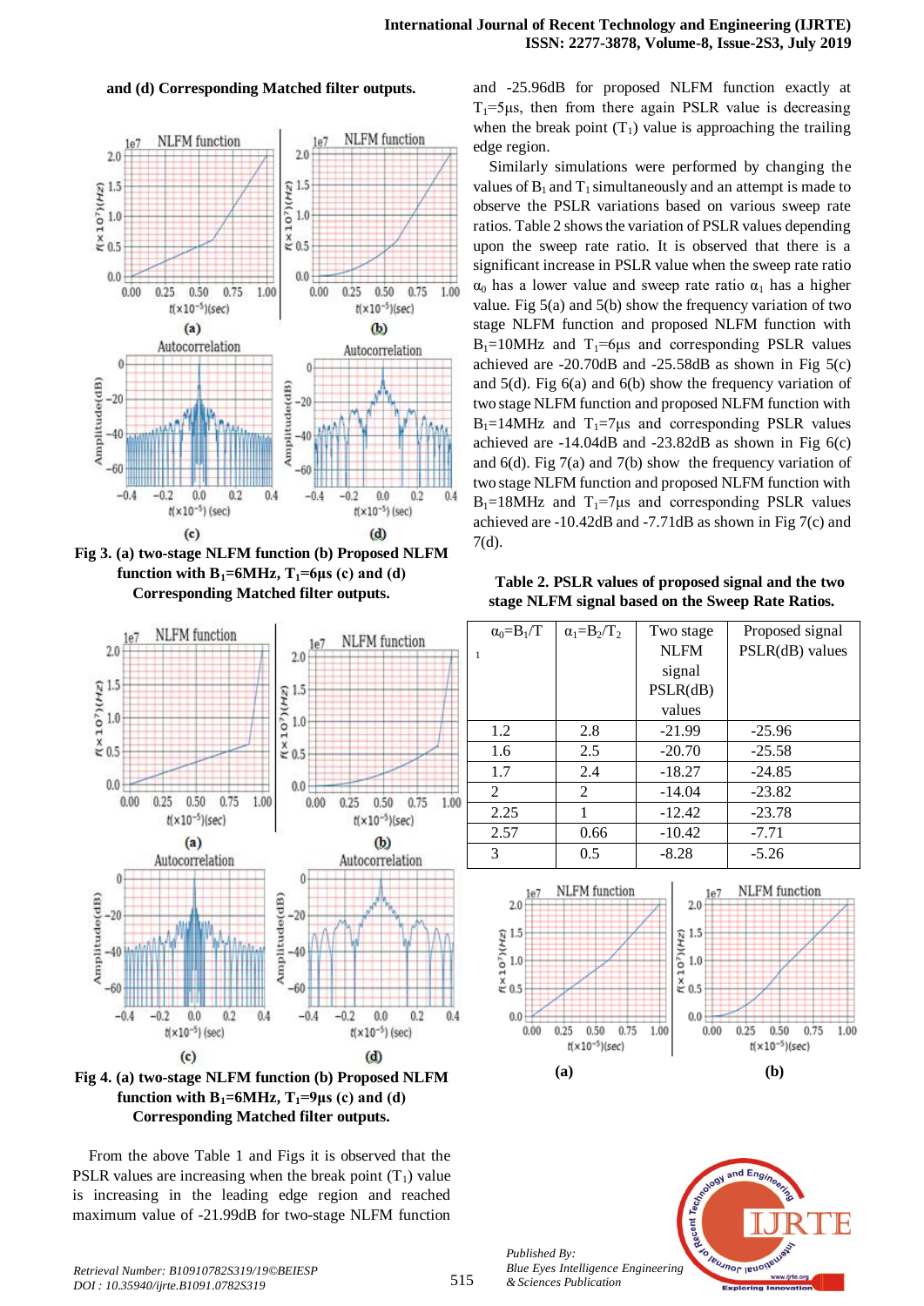**and (d) Corresponding Matched filter outputs.**

NLFM function
1e7
2.0
1.5
1.0
0.5
0.0
$f(\times10^7)(Hz)$
0.00 0.25 0.50 0.75 1.00
$t(\times10^{-5})(sec)$
(a)

NLFM function
1e7
2.0
1.5
1.0
0.5
0.0
$f(\times10^7)(Hz)$
0.00 0.25 0.50 0.75 1.00
$t(\times10^{-5})(sec)$
(b)

Autocorrelation
0
−20
−40
−60
Amplitude(dB)
−0.4 −0.2 0.0 0.2 0.4
$t(\times10^{-5})$ (sec)
(c)

Autocorrelation
0
−20
−40
−60
Amplitude(dB)
−0.4 −0.2 0.0 0.2 0.4
$t(\times10^{-5})$ (sec)
(d)

**Fig 3. (a) two-stage NLFM function (b) Proposed NLFM function with $B_1$=6MHz, $T_1$=6µs (c) and (d) Corresponding Matched filter outputs.**

NLFM function
1e7
2.0
1.5
1.0
0.5
0.0
$f(\times10^7)(Hz)$
0.00 0.25 0.50 0.75 1.00
$t(\times10^{-5})(sec)$
(a)

NLFM function
1e7
2.0
1.5
1.0
0.5
0.0
$f(\times10^7)(Hz)$
0.00 0.25 0.50 0.75 1.00
$t(\times10^{-5})(sec)$
(b)

Autocorrelation
0
−20
−40
−60
Amplitude(dB)
−0.4 −0.2 0.0 0.2 0.4
$t(\times10^{-5})$ (sec)
(c)

Autocorrelation
0
−20
−40
−60
Amplitude(dB)
−0.4 −0.2 0.0 0.2 0.4
$t(\times10^{-5})$ (sec)
(d)

**Fig 4. (a) two-stage NLFM function (b) Proposed NLFM function with $B_1$=6MHz, $T_1$=9µs (c) and (d) Corresponding Matched filter outputs.**

From the above Table 1 and Figs it is observed that the PSLR values are increasing when the break point ($T_1$) value is increasing in the leading edge region and reached maximum value of -21.99dB for two-stage NLFM function and -25.96dB for proposed NLFM function exactly at $T_1$=5µs, then from there again PSLR value is decreasing when the break point ($T_1$) value is approaching the trailing edge region.

Similarly simulations were performed by changing the values of $B_1$ and $T_1$ simultaneously and an attempt is made to observe the PSLR variations based on various sweep rate ratios. Table 2 shows the variation of PSLR values depending upon the sweep rate ratio. It is observed that there is a significant increase in PSLR value when the sweep rate ratio $\alpha_0$ has a lower value and sweep rate ratio $\alpha_1$ has a higher value. Fig 5(a) and 5(b) show the frequency variation of two stage NLFM function and proposed NLFM function with $B_1$=10MHz and $T_1$=6µs and corresponding PSLR values achieved are -20.70dB and -25.58dB as shown in Fig 5(c) and 5(d). Fig 6(a) and 6(b) show the frequency variation of two stage NLFM function and proposed NLFM function with $B_1$=14MHz and $T_1$=7µs and corresponding PSLR values achieved are -14.04dB and -23.82dB as shown in Fig 6(c) and 6(d). Fig 7(a) and 7(b) show the frequency variation of two stage NLFM function and proposed NLFM function with $B_1$=18MHz and $T_1$=7µs and corresponding PSLR values achieved are -10.42dB and -7.71dB as shown in Fig 7(c) and 7(d).

**Table 2. PSLR values of proposed signal and the two stage NLFM signal based on the Sweep Rate Ratios.**

| $\alpha_0=B_1/T_1$ | $\alpha_1=B_2/T_2$ | Two stage NLFM signal PSLR(dB) values | Proposed signal PSLR(dB) values |
|---|---|---|---|
| 1.2 | 2.8 | -21.99 | -25.96 |
| 1.6 | 2.5 | -20.70 | -25.58 |
| 1.7 | 2.4 | -18.27 | -24.85 |
| 2 | 2 | -14.04 | -23.82 |
| 2.25 | 1 | -12.42 | -23.78 |
| 2.57 | 0.66 | -10.42 | -7.71 |
| 3 | 0.5 | -8.28 | -5.26 |

NLFM function
1e7
2.0
1.5
1.0
0.5
0.0
$f(\times10^7)(Hz)$
0.00 0.25 0.50 0.75 1.00
$t(\times10^{-5})(sec)$
(a)

NLFM function
1e7
2.0
1.5
1.0
0.5
0.0
$f(\times10^7)(Hz)$
0.00 0.25 0.50 0.75 1.00
$t(\times10^{-5})(sec)$
(b)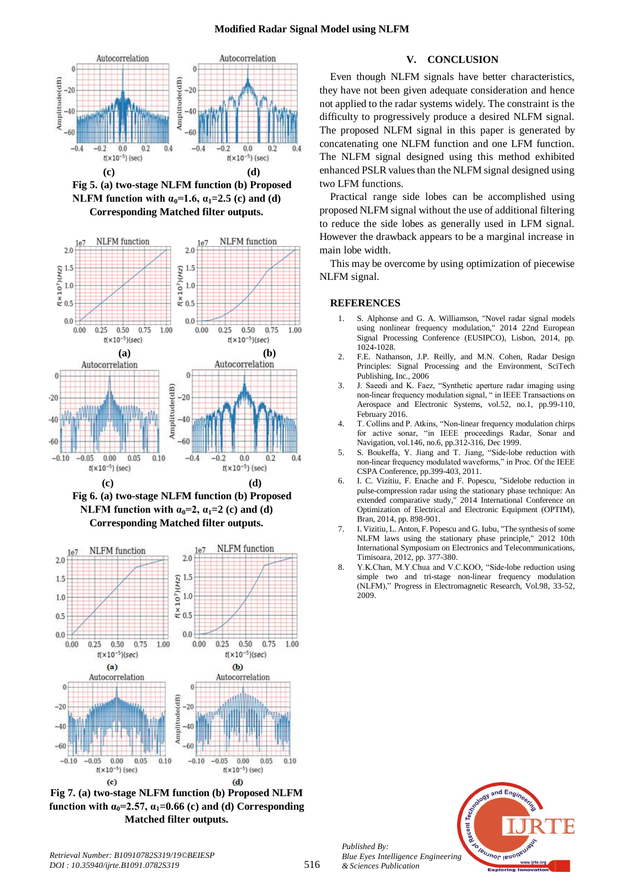Autocorrelation

Amplitude(dB)

0

−20

−40

−60

−0.4 −0.2 0.0 0.2 0.4

t(×10⁻⁵) (sec)

Autocorrelation

Amplitude(dB)

0

−20

−40

−60

−0.4 −0.2 0.0 0.2 0.4

t(×10⁻⁵) (sec)

(c) (d)

**Fig 5. (a) two-stage NLFM function (b) Proposed NLFM function with $\alpha_0$=1.6, $\alpha_1$=2.5 (c) and (d) Corresponding Matched filter outputs.**

NLFM function

1e7

f(×10⁷)(Hz)

2.0

1.5

1.0

0.5

0.0

0.00 0.25 0.50 0.75 1.00

t(×10⁻⁵)(sec)

NLFM function

1e7

f(×10⁷)(Hz)

2.0

1.5

1.0

0.5

0.0

0.00 0.25 0.50 0.75 1.00

t(×10⁻⁵)(sec)

(a) (b)

Autocorrelation

0

-20

-40

-60

−0.10 −0.05 0.00 0.05 0.10

t(×10⁻⁵) (sec)

Autocorrelation

Amplitude(dB)

0

−20

−40

−60

−0.4 −0.2 0.0 0.2 0.4

t(×10⁻⁵) (sec)

(c) (d)

**Fig 6. (a) two-stage NLFM function (b) Proposed NLFM function with $\alpha_0$=2, $\alpha_1$=2 (c) and (d) Corresponding Matched filter outputs.**

NLFM function

1e7

2.0

1.5

1.0

0.5

0.0

0.00 0.25 0.50 0.75 1.00

t(×10⁻⁵)(sec)

NLFM function

1e7

f(×10⁷)(Hz)

2.0

1.5

1.0

0.5

0.0

0.00 0.25 0.50 0.75 1.00

t(×10⁻⁵)(sec)

(a) (b)

Autocorrelation

0

−20

−40

−60

−0.10 −0.05 0.00 0.05 0.10

t(×10⁻⁵) (sec)

Autocorrelation

Amplitude(dB)

0

−20

−40

−60

−0.10 −0.05 0.00 0.05 0.10

t(×10⁻⁵) (sec)

(c) (d)

**Fig 7. (a) two-stage NLFM function (b) Proposed NLFM function with $\alpha_0$=2.57, $\alpha_1$=0.66 (c) and (d) Corresponding Matched filter outputs.**

## V. CONCLUSION

Even though NLFM signals have better characteristics, they have not been given adequate consideration and hence not applied to the radar systems widely. The constraint is the difficulty to progressively produce a desired NLFM signal. The proposed NLFM signal in this paper is generated by concatenating one NLFM function and one LFM function. The NLFM signal designed using this method exhibited enhanced PSLR values than the NLFM signal designed using two LFM functions.

Practical range side lobes can be accomplished using proposed NLFM signal without the use of additional filtering to reduce the side lobes as generally used in LFM signal. However the drawback appears to be a marginal increase in main lobe width.

This may be overcome by using optimization of piecewise NLFM signal.

## REFERENCES

1. S. Alphonse and G. A. Williamson, "Novel radar signal models using nonlinear frequency modulation," 2014 22nd European Signal Processing Conference (EUSIPCO), Lisbon, 2014, pp. 1024-1028.
2. F.E. Nathanson, J.P. Reilly, and M.N. Cohen, Radar Design Principles: Signal Processing and the Environment, SciTech Publishing, Inc., 2006
3. J. Saeedi and K. Faez, "Synthetic aperture radar imaging using non-linear frequency modulation signal, " in IEEE Transactions on Aerospace and Electronic Systems, vol.52, no.1, pp.99-110, February 2016.
4. T. Collins and P. Atkins, "Non-linear frequency modulation chirps for active sonar, "in IEEE proceedings Radar, Sonar and Navigation, vol.146, no.6, pp.312-316, Dec 1999.
5. S. Boukeffa, Y. Jiang and T. Jiang, "Side-lobe reduction with non-linear frequency modulated waveforms," in Proc. Of the IEEE CSPA Conference, pp.399-403, 2011.
6. I. C. Vizitiu, F. Enache and F. Popescu, "Sidelobe reduction in pulse-compression radar using the stationary phase technique: An extended comparative study," 2014 International Conference on Optimization of Electrical and Electronic Equipment (OPTIM), Bran, 2014, pp. 898-901.
7. I. Vizitiu, L. Anton, F. Popescu and C. Iubu, "The synthesis of some NLFM laws using the stationary phase principle," 2012 10th International Symposium on Electronics and Telecommunications, Timisoara, 2012, pp. 377-380.
8. Y.K.Chan, M.Y.Chua and V.C.KOO, "Side-lobe reduction using simple two and tri-stage non-linear frequency modulation (NLFM)," Progress in Electromagnetic Research, Vol.98, 33-52, 2009.